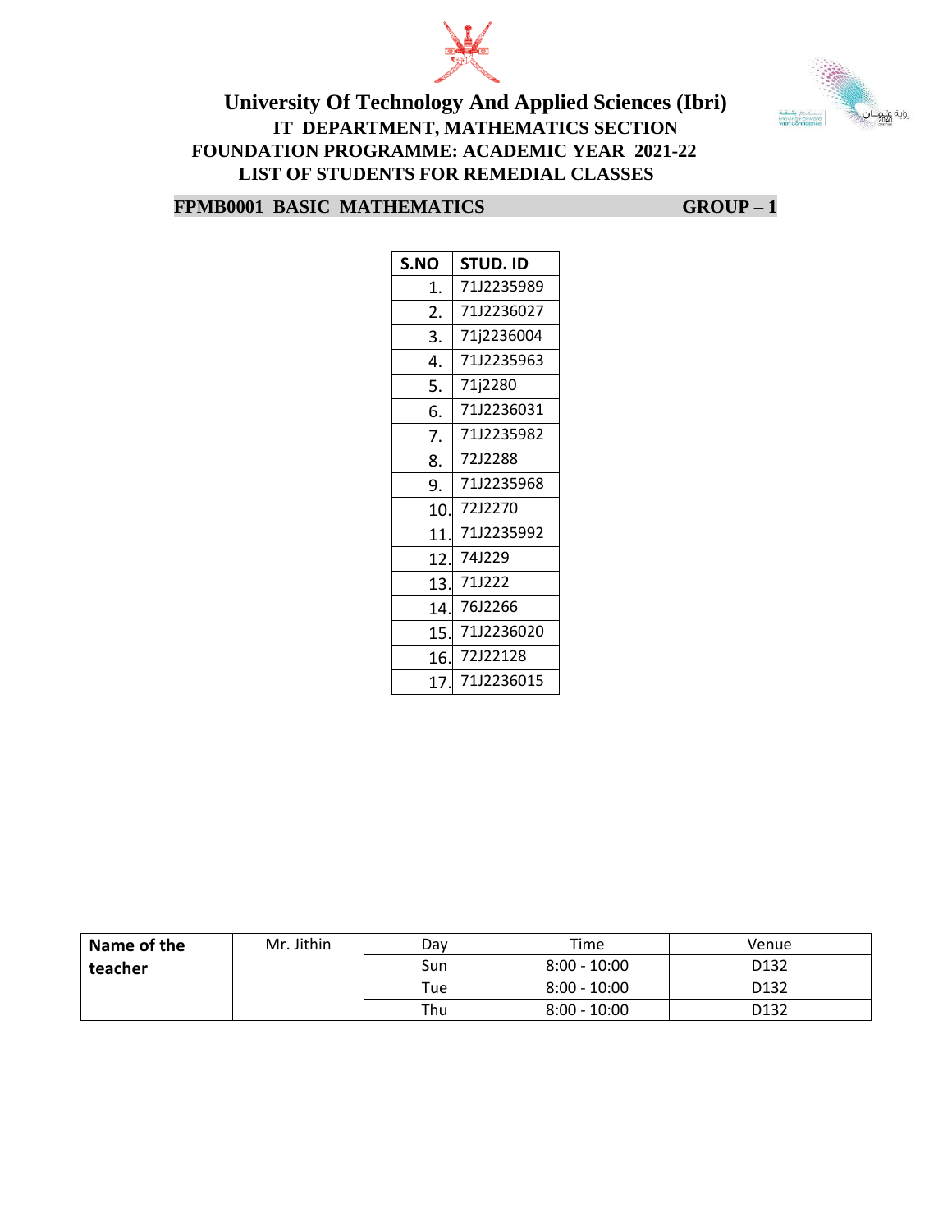# University Of Technology And Applied Sciences (Ibri)

## IT DEPARTMENT, MATHEMATICS SECTION

## FOUNDATION PROGRAMME: ACADEMIC YEAR 2021-22

## LIST OF STUDENTS FOR REMEDIAL CLASSES

**FPMB0001 BASIC MATHEMATICS** **GROUP – 1**

| S.NO | STUD. ID |
|---|---|
| 1. | 71J2235989 |
| 2. | 71J2236027 |
| 3. | 71j2236004 |
| 4. | 71J2235963 |
| 5. | 71j2280 |
| 6. | 71J2236031 |
| 7. | 71J2235982 |
| 8. | 72J2288 |
| 9. | 71J2235968 |
| 10. | 72J2270 |
| 11. | 71J2235992 |
| 12. | 74J229 |
| 13. | 71J222 |
| 14. | 76J2266 |
| 15. | 71J2236020 |
| 16. | 72J22128 |
| 17. | 71J2236015 |

| Name of the teacher | Mr. Jithin | Day | Time | Venue |
|---|---|---|---|---|
| | | Sun | 8:00 - 10:00 | D132 |
| | | Tue | 8:00 - 10:00 | D132 |
| | | Thu | 8:00 - 10:00 | D132 |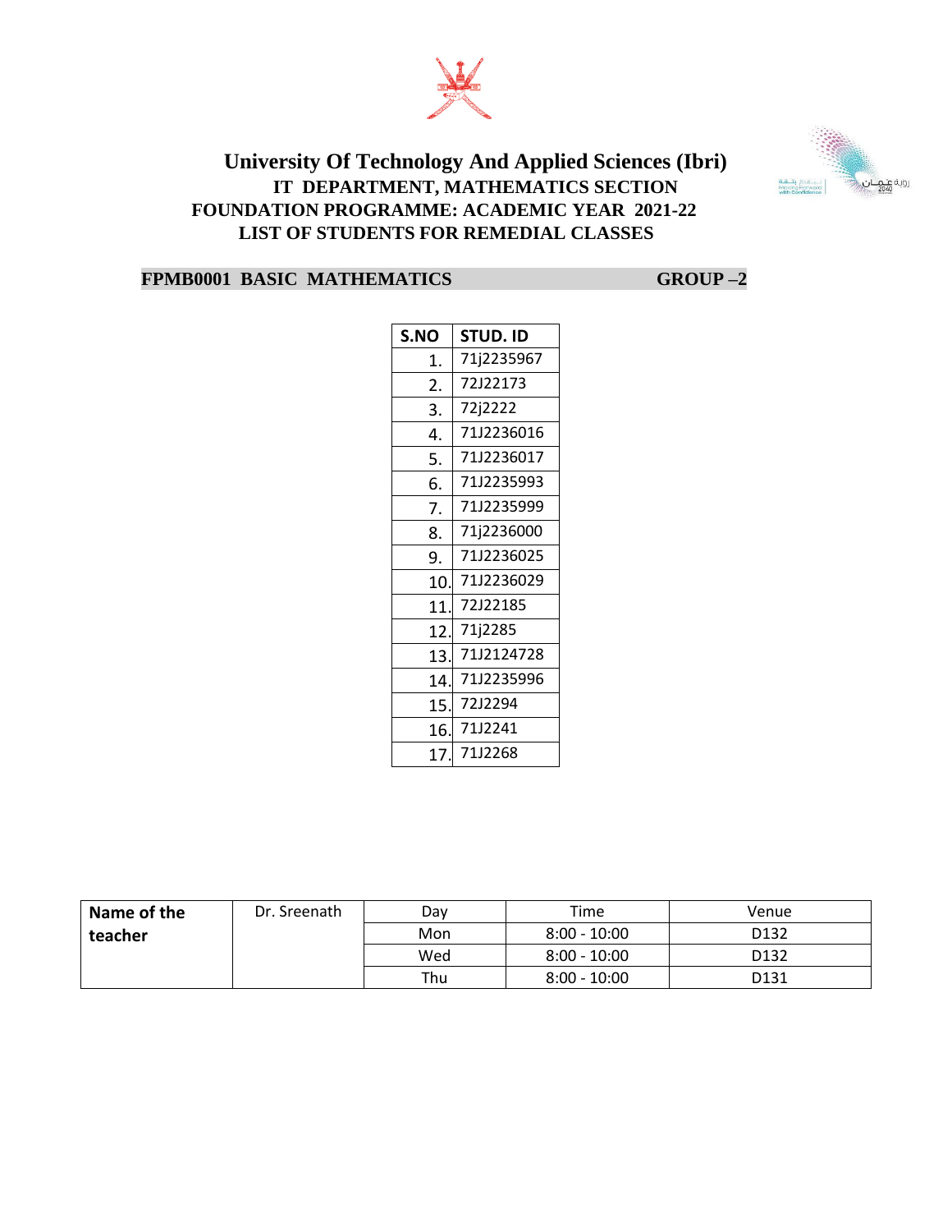# University Of Technology And Applied Sciences (Ibri)

## IT DEPARTMENT, MATHEMATICS SECTION

## FOUNDATION PROGRAMME: ACADEMIC YEAR 2021-22

## LIST OF STUDENTS FOR REMEDIAL CLASSES

**FPMB0001 BASIC MATHEMATICS** **GROUP –2**

| S.NO | STUD. ID |
|---|---|
| 1. | 71j2235967 |
| 2. | 72J22173 |
| 3. | 72j2222 |
| 4. | 71J2236016 |
| 5. | 71J2236017 |
| 6. | 71J2235993 |
| 7. | 71J2235999 |
| 8. | 71j2236000 |
| 9. | 71J2236025 |
| 10. | 71J2236029 |
| 11. | 72J22185 |
| 12. | 71j2285 |
| 13. | 71J2124728 |
| 14. | 71J2235996 |
| 15. | 72J2294 |
| 16. | 71J2241 |
| 17. | 71J2268 |

| Name of the teacher | Dr. Sreenath | Day | Time | Venue |
|---|---|---|---|---|
| | | Mon | 8:00 - 10:00 | D132 |
| | | Wed | 8:00 - 10:00 | D132 |
| | | Thu | 8:00 - 10:00 | D131 |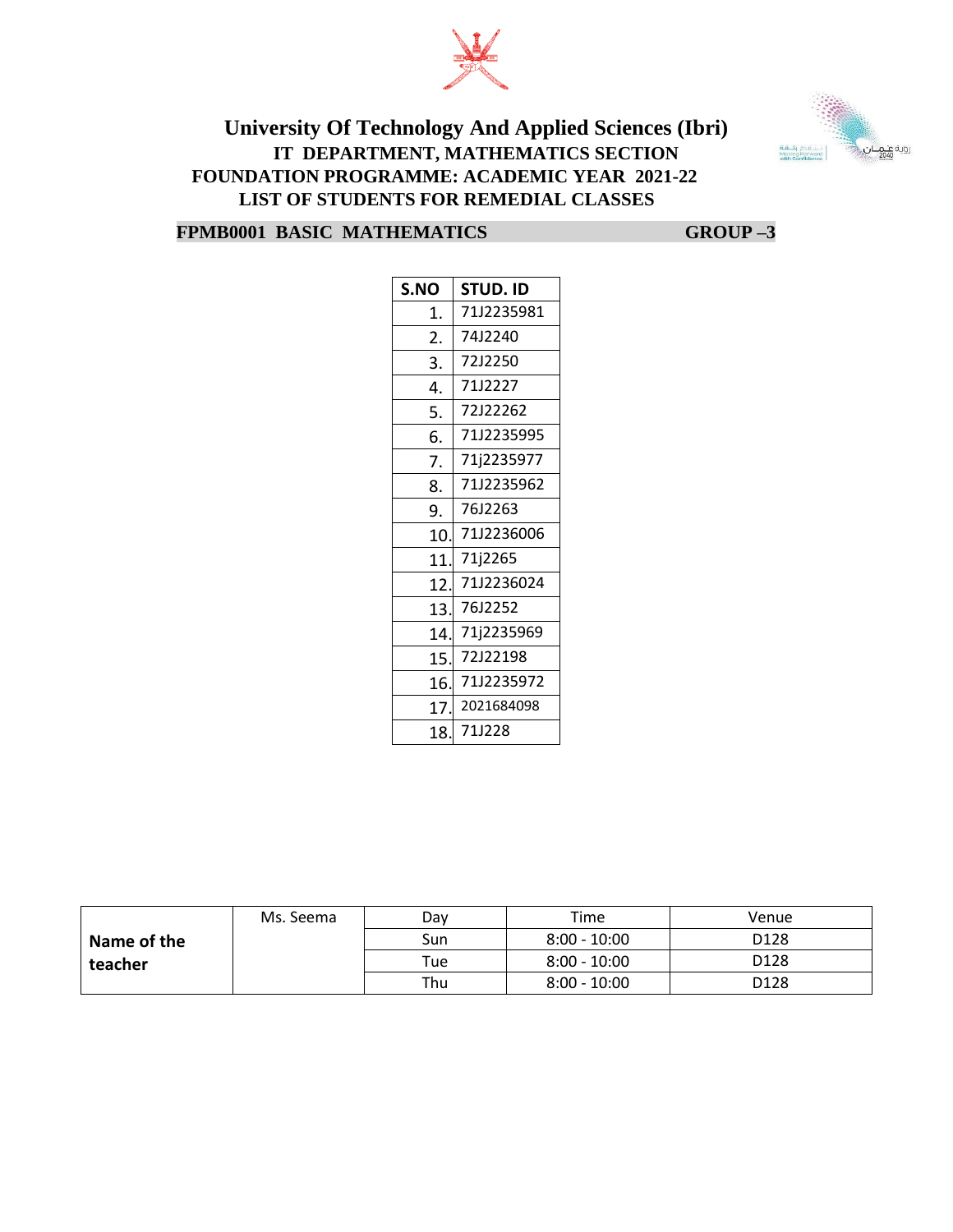# University Of Technology And Applied Sciences (Ibri)

## IT DEPARTMENT, MATHEMATICS SECTION

## FOUNDATION PROGRAMME: ACADEMIC YEAR 2021-22

## LIST OF STUDENTS FOR REMEDIAL CLASSES

**FPMB0001 BASIC MATHEMATICS** **GROUP –3**

| S.NO | STUD. ID |
|---|---|
| 1. | 71J2235981 |
| 2. | 74J2240 |
| 3. | 72J2250 |
| 4. | 71J2227 |
| 5. | 72J22262 |
| 6. | 71J2235995 |
| 7. | 71j2235977 |
| 8. | 71J2235962 |
| 9. | 76J2263 |
| 10. | 71J2236006 |
| 11. | 71j2265 |
| 12. | 71J2236024 |
| 13. | 76J2252 |
| 14. | 71j2235969 |
| 15. | 72J22198 |
| 16. | 71J2235972 |
| 17. | 2021684098 |
| 18. | 71J228 |

| **Name of the teacher** | Ms. Seema | Day | Time | Venue |
|---|---|---|---|---|
| | | Sun | 8:00 - 10:00 | D128 |
| | | Tue | 8:00 - 10:00 | D128 |
| | | Thu | 8:00 - 10:00 | D128 |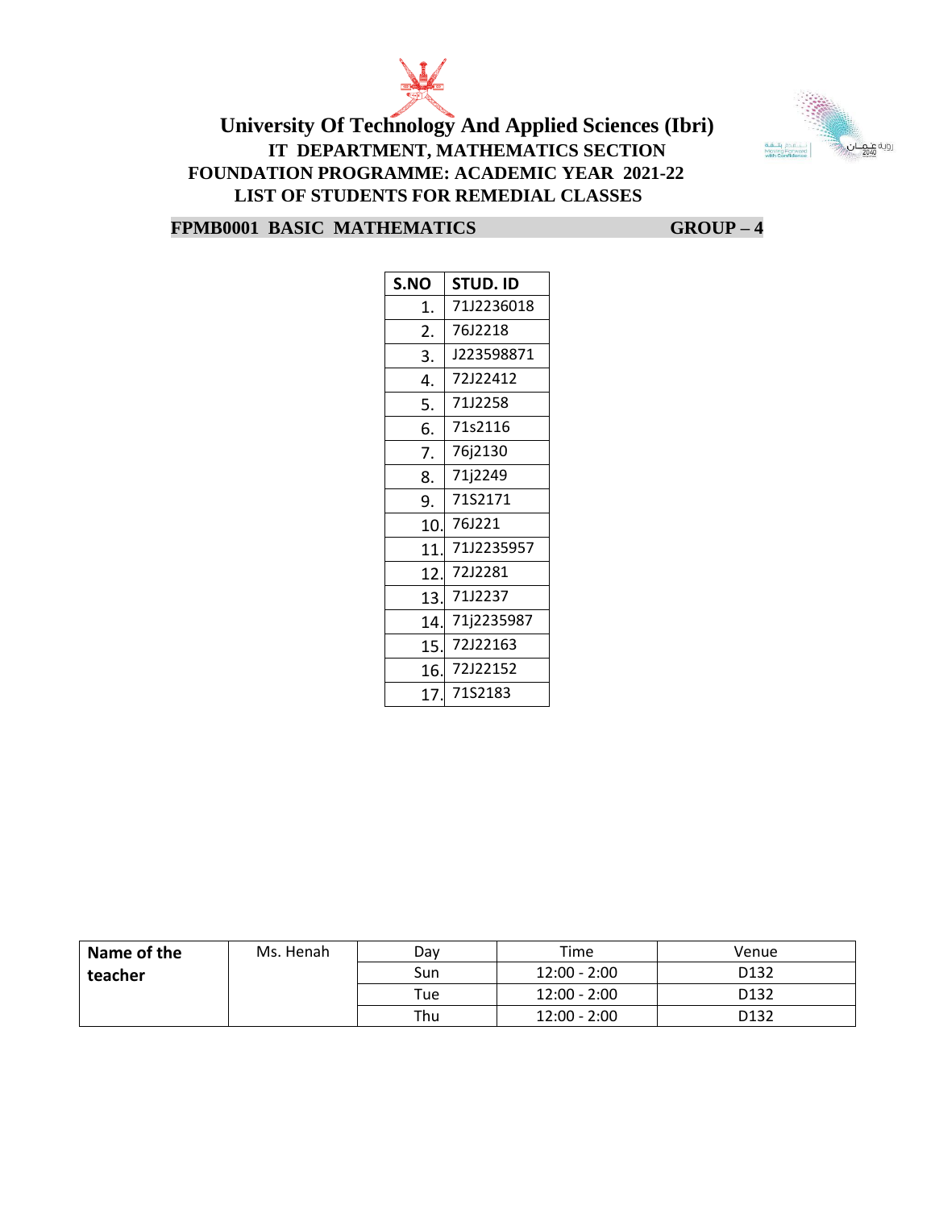# University Of Technology And Applied Sciences (Ibri)

## IT DEPARTMENT, MATHEMATICS SECTION

## FOUNDATION PROGRAMME: ACADEMIC YEAR 2021-22

## LIST OF STUDENTS FOR REMEDIAL CLASSES

**FPMB0001 BASIC MATHEMATICS** **GROUP – 4**

| S.NO | STUD. ID |
|---|---|
| 1. | 71J2236018 |
| 2. | 76J2218 |
| 3. | J223598871 |
| 4. | 72J22412 |
| 5. | 71J2258 |
| 6. | 71s2116 |
| 7. | 76j2130 |
| 8. | 71j2249 |
| 9. | 71S2171 |
| 10. | 76J221 |
| 11. | 71J2235957 |
| 12. | 72J2281 |
| 13. | 71J2237 |
| 14. | 71j2235987 |
| 15. | 72J22163 |
| 16. | 72J22152 |
| 17. | 71S2183 |

| **Name of the teacher** | Ms. Henah | Day | Time | Venue |
|---|---|---|---|---|
| | | Sun | 12:00 - 2:00 | D132 |
| | | Tue | 12:00 - 2:00 | D132 |
| | | Thu | 12:00 - 2:00 | D132 |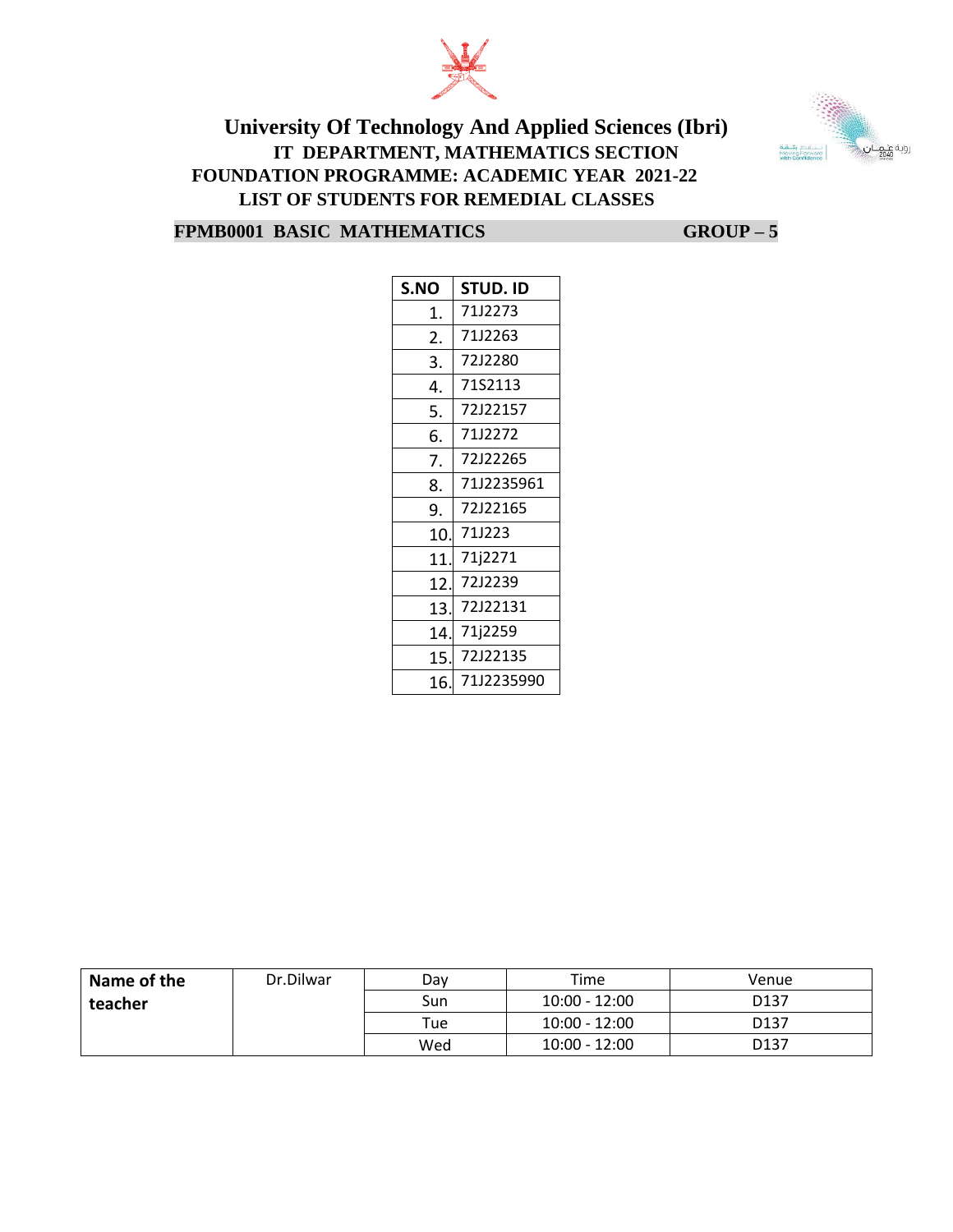# University Of Technology And Applied Sciences (Ibri)

## IT DEPARTMENT, MATHEMATICS SECTION

## FOUNDATION PROGRAMME: ACADEMIC YEAR 2021-22

## LIST OF STUDENTS FOR REMEDIAL CLASSES

**FPMB0001 BASIC MATHEMATICS** **GROUP – 5**

| S.NO | STUD. ID |
|---|---|
| 1. | 71J2273 |
| 2. | 71J2263 |
| 3. | 72J2280 |
| 4. | 71S2113 |
| 5. | 72J22157 |
| 6. | 71J2272 |
| 7. | 72J22265 |
| 8. | 71J2235961 |
| 9. | 72J22165 |
| 10. | 71J223 |
| 11. | 71j2271 |
| 12. | 72J2239 |
| 13. | 72J22131 |
| 14. | 71j2259 |
| 15. | 72J22135 |
| 16. | 71J2235990 |

| Name of the teacher | Dr.Dilwar | Day | Time | Venue |
|---|---|---|---|---|
| | | Sun | 10:00 - 12:00 | D137 |
| | | Tue | 10:00 - 12:00 | D137 |
| | | Wed | 10:00 - 12:00 | D137 |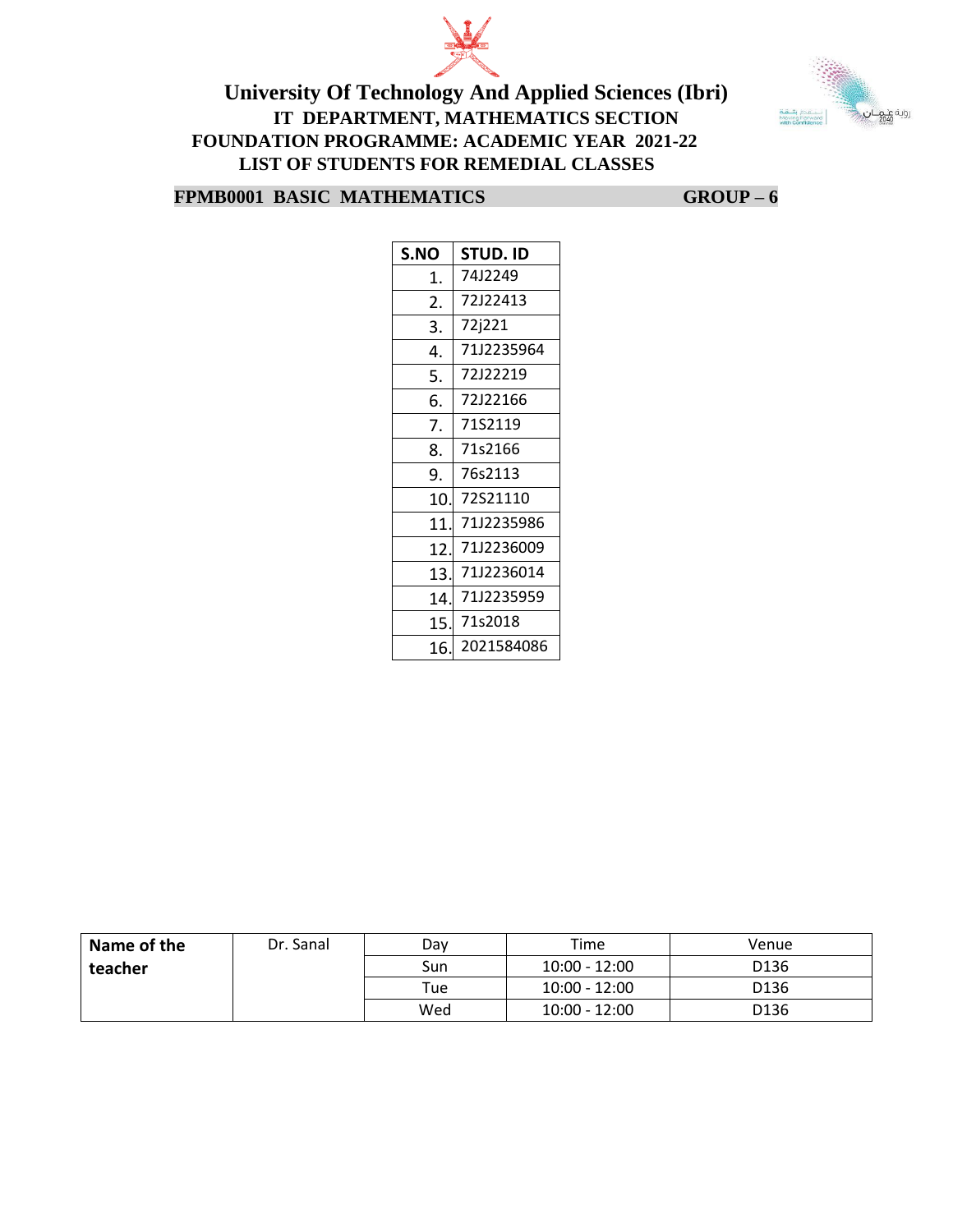# University Of Technology And Applied Sciences (Ibri)

## IT DEPARTMENT, MATHEMATICS SECTION

## FOUNDATION PROGRAMME: ACADEMIC YEAR 2021-22

## LIST OF STUDENTS FOR REMEDIAL CLASSES

**FPMB0001 BASIC MATHEMATICS** **GROUP – 6**

| S.NO | STUD. ID |
|---|---|
| 1. | 74J2249 |
| 2. | 72J22413 |
| 3. | 72j221 |
| 4. | 71J2235964 |
| 5. | 72J22219 |
| 6. | 72J22166 |
| 7. | 71S2119 |
| 8. | 71s2166 |
| 9. | 76s2113 |
| 10. | 72S21110 |
| 11. | 71J2235986 |
| 12. | 71J2236009 |
| 13. | 71J2236014 |
| 14. | 71J2235959 |
| 15. | 71s2018 |
| 16. | 2021584086 |

| **Name of the teacher** | Dr. Sanal | Day | Time | Venue |
|---|---|---|---|---|
| | | Sun | 10:00 - 12:00 | D136 |
| | | Tue | 10:00 - 12:00 | D136 |
| | | Wed | 10:00 - 12:00 | D136 |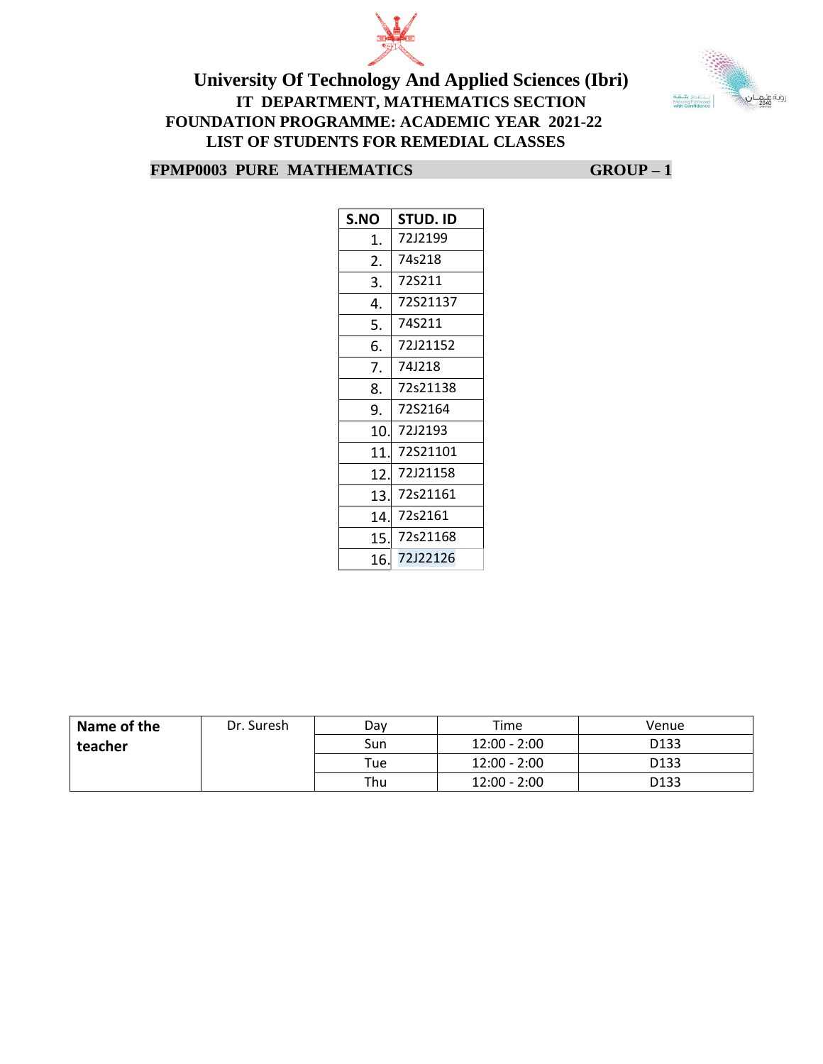# University Of Technology And Applied Sciences (Ibri)

## IT DEPARTMENT, MATHEMATICS SECTION

## FOUNDATION PROGRAMME: ACADEMIC YEAR 2021-22

## LIST OF STUDENTS FOR REMEDIAL CLASSES

**FPMP0003 PURE MATHEMATICS** **GROUP – 1**

| S.NO | STUD. ID |
|---|---|
| 1. | 72J2199 |
| 2. | 74s218 |
| 3. | 72S211 |
| 4. | 72S21137 |
| 5. | 74S211 |
| 6. | 72J21152 |
| 7. | 74J218 |
| 8. | 72s21138 |
| 9. | 72S2164 |
| 10. | 72J2193 |
| 11. | 72S21101 |
| 12. | 72J21158 |
| 13. | 72s21161 |
| 14. | 72s2161 |
| 15. | 72s21168 |
| 16. | 72J22126 |

| Name of the teacher | Dr. Suresh | Day | Time | Venue |
|---|---|---|---|---|
| | | Sun | 12:00 - 2:00 | D133 |
| | | Tue | 12:00 - 2:00 | D133 |
| | | Thu | 12:00 - 2:00 | D133 |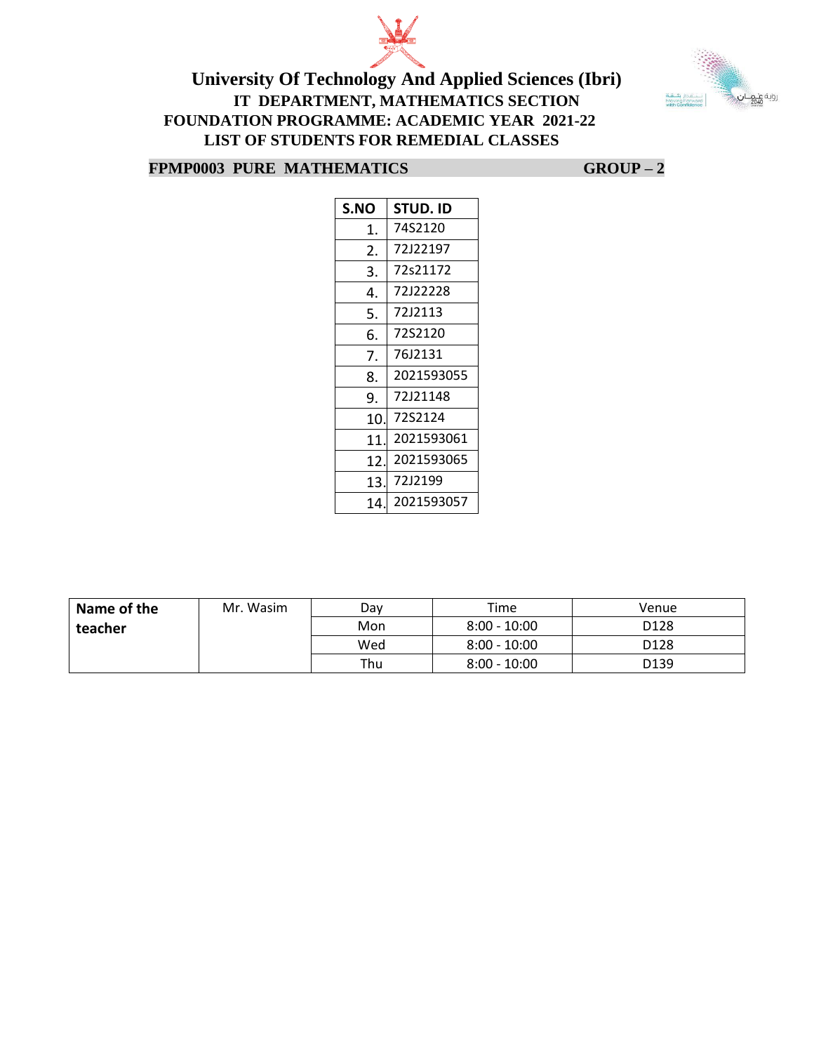# University Of Technology And Applied Sciences (Ibri)

## IT DEPARTMENT, MATHEMATICS SECTION

## FOUNDATION PROGRAMME: ACADEMIC YEAR 2021-22

## LIST OF STUDENTS FOR REMEDIAL CLASSES

**FPMP0003 PURE MATHEMATICS** **GROUP – 2**

| S.NO | STUD. ID |
|---|---|
| 1. | 74S2120 |
| 2. | 72J22197 |
| 3. | 72s21172 |
| 4. | 72J22228 |
| 5. | 72J2113 |
| 6. | 72S2120 |
| 7. | 76J2131 |
| 8. | 2021593055 |
| 9. | 72J21148 |
| 10. | 72S2124 |
| 11. | 2021593061 |
| 12. | 2021593065 |
| 13. | 72J2199 |
| 14. | 2021593057 |

| Name of the teacher | Mr. Wasim | Day | Time | Venue |
|---|---|---|---|---|
| | | Mon | 8:00 - 10:00 | D128 |
| | | Wed | 8:00 - 10:00 | D128 |
| | | Thu | 8:00 - 10:00 | D139 |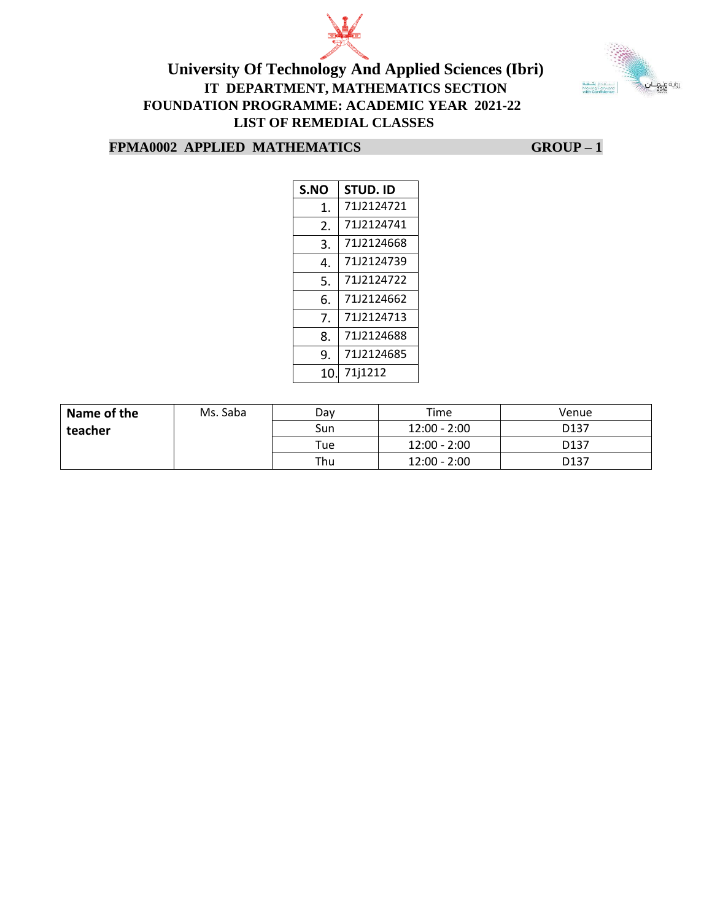# University Of Technology And Applied Sciences (Ibri)

## IT DEPARTMENT, MATHEMATICS SECTION

## FOUNDATION PROGRAMME: ACADEMIC YEAR 2021-22

## LIST OF REMEDIAL CLASSES

**FPMA0002 APPLIED MATHEMATICS** **GROUP – 1**

| S.NO | STUD. ID |
|---|---|
| 1. | 71J2124721 |
| 2. | 71J2124741 |
| 3. | 71J2124668 |
| 4. | 71J2124739 |
| 5. | 71J2124722 |
| 6. | 71J2124662 |
| 7. | 71J2124713 |
| 8. | 71J2124688 |
| 9. | 71J2124685 |
| 10. | 71j1212 |

| **Name of the teacher** | Ms. Saba | Day | Time | Venue |
|---|---|---|---|---|
| | | Sun | 12:00 - 2:00 | D137 |
| | | Tue | 12:00 - 2:00 | D137 |
| | | Thu | 12:00 - 2:00 | D137 |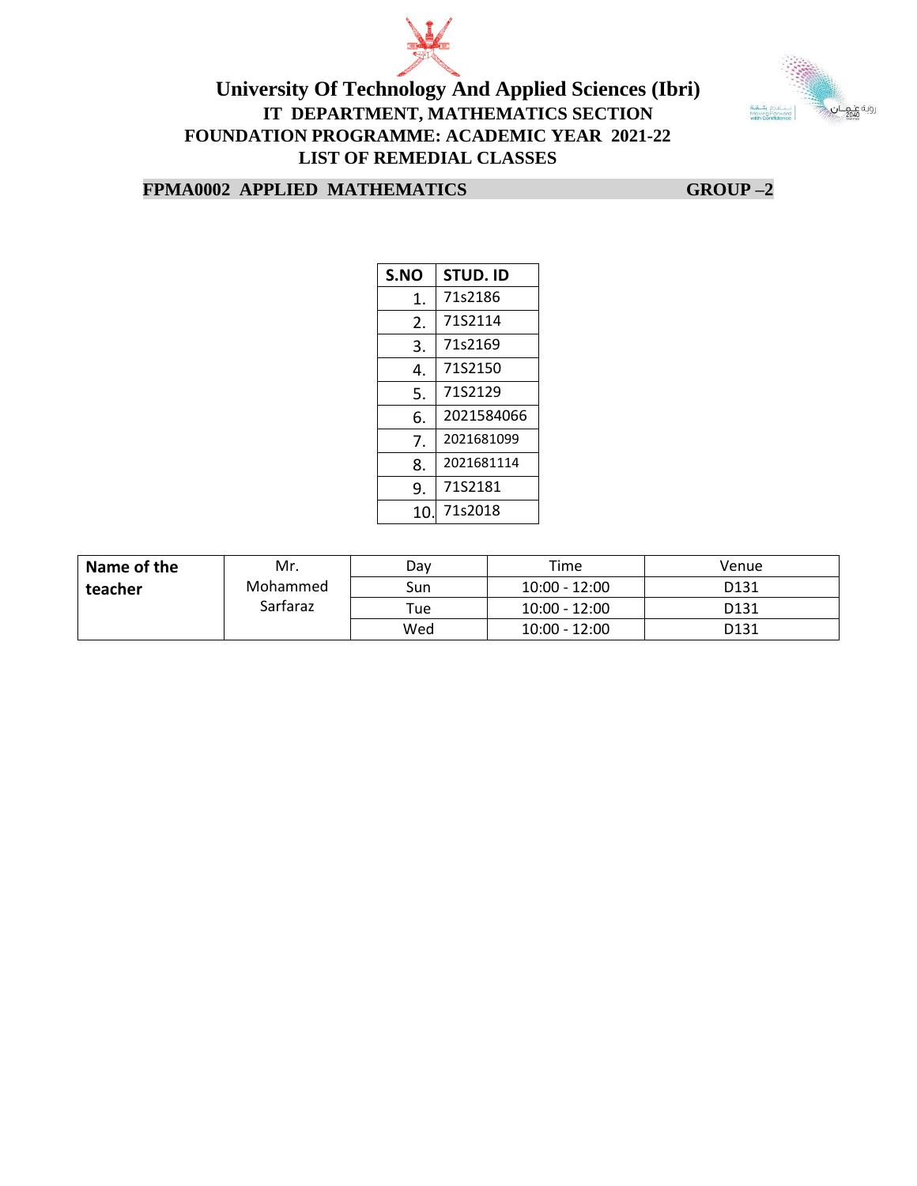# University Of Technology And Applied Sciences (Ibri)

## IT DEPARTMENT, MATHEMATICS SECTION

## FOUNDATION PROGRAMME: ACADEMIC YEAR 2021-22

## LIST OF REMEDIAL CLASSES

**FPMA0002 APPLIED MATHEMATICS** **GROUP –2**

| S.NO | STUD. ID |
|---|---|
| 1. | 71s2186 |
| 2. | 71S2114 |
| 3. | 71s2169 |
| 4. | 71S2150 |
| 5. | 71S2129 |
| 6. | 2021584066 |
| 7. | 2021681099 |
| 8. | 2021681114 |
| 9. | 71S2181 |
| 10. | 71s2018 |

| **Name of the teacher** | Mr. Mohammed Sarfaraz | Day | Time | Venue |
|---|---|---|---|---|
| | | Sun | 10:00 - 12:00 | D131 |
| | | Tue | 10:00 - 12:00 | D131 |
| | | Wed | 10:00 - 12:00 | D131 |